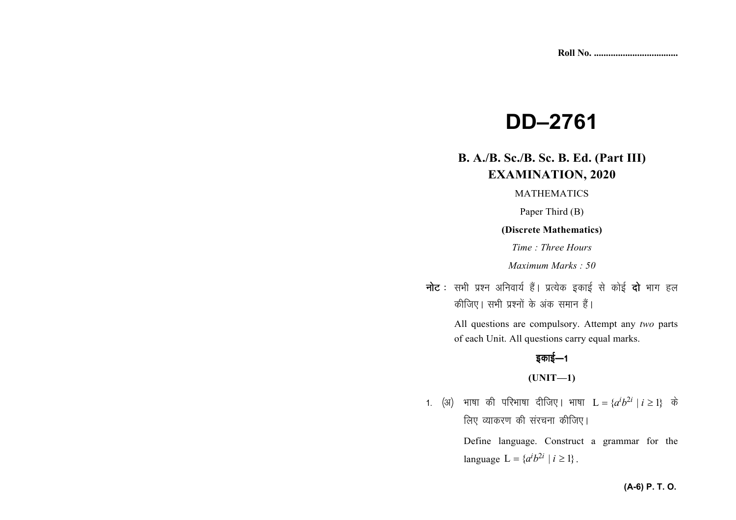Roll No. ..................................

# DD–2761

## B. A./B. Sc./B. Sc. B. Ed. (Part III) EXAMINATION, 2020

MATHEMATICS

Paper Third (B)

**(Discrete Mathematics)**

*Time : Three Hours*

*Maximum Marks : 50*

**नोट :** सभी प्रश्न अनिवार्य हैं। प्रत्येक इकाई से कोई **दो** भाग हल कीजिए। सभी प्रश्नों के अंक समान हैं।

All questions are compulsory. Attempt any *two* parts of each Unit. All questions carry equal marks.

### इकाई—1

### (UNIT—1)

1. (अ) भाषा की परिभाषा दीजिए। भाषा $L = \{a^i b^{2i} \mid i \geq 1\}$ के लिए व्याकरण की संरचना कीजिए।

   Define language. Construct a grammar for the language $L = \{a^i b^{2i} \mid i \geq 1\}$.

**(A-6) P. T. O.**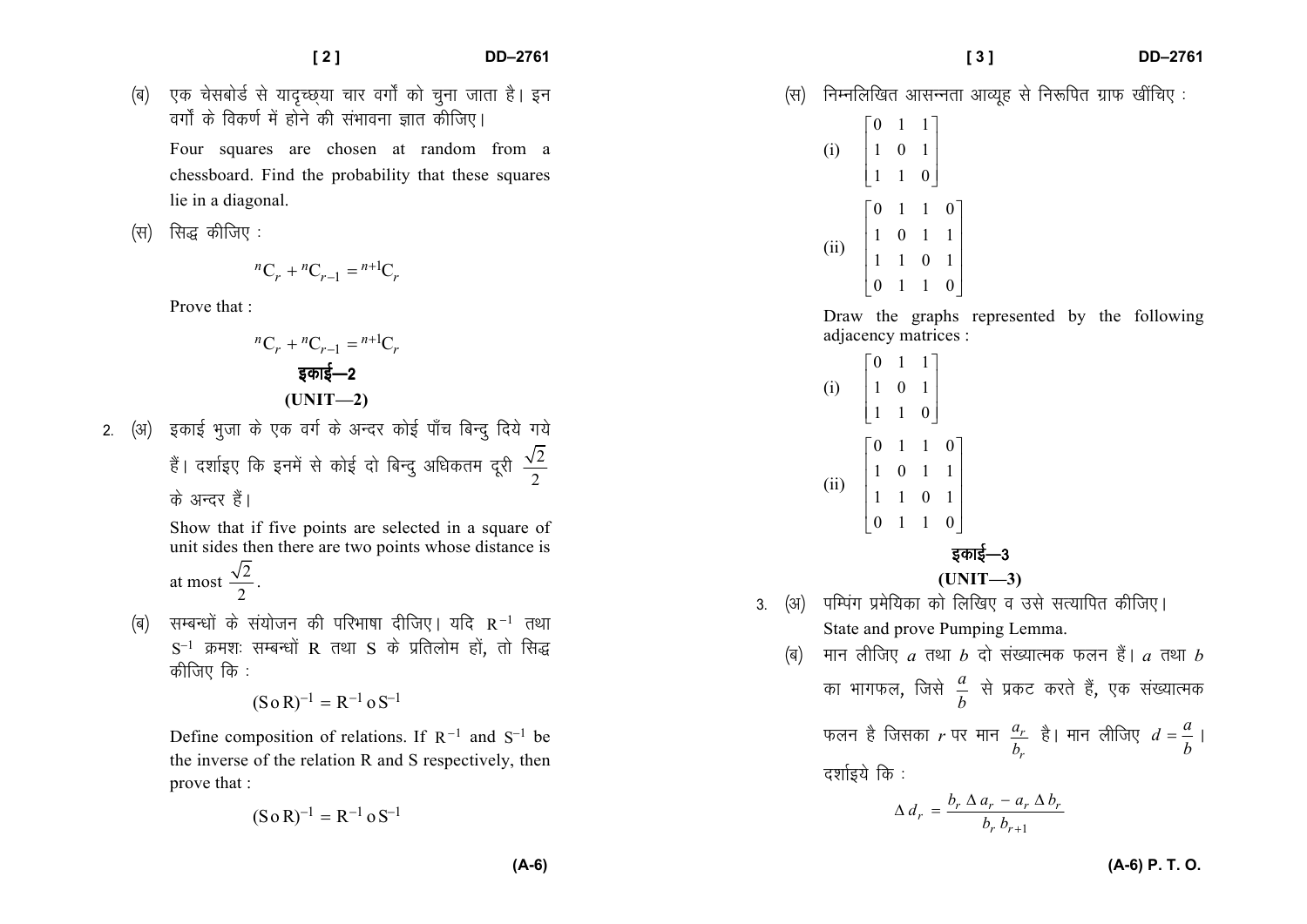(ब) एक चेसबोर्ड से यादृच्छ्या चार वर्गों को चुना जाता है। इन वर्गों के विकर्ण में होने की संभावना ज्ञात कीजिए।

Four squares are chosen at random from a chessboard. Find the probability that these squares lie in a diagonal.

(स) सिद्ध कीजिए :

$$^{n}C_{r} + {^{n}C_{r-1}} = {^{n+1}C_{r}}$$

Prove that :

$$^{n}C_{r} + {^{n}C_{r-1}} = {^{n+1}C_{r}}$$

## इकाई—2
## (UNIT—2)

2\. (अ) इकाई भुजा के एक वर्ग के अन्दर कोई पाँच बिन्दु दिये गये हैं। दर्शाइए कि इनमें से कोई दो बिन्दु अधिकतम दूरी $\frac{\sqrt{2}}{2}$ के अन्दर हैं।

Show that if five points are selected in a square of unit sides then there are two points whose distance is at most $\frac{\sqrt{2}}{2}$.

(ब) सम्बन्धों के संयोजन की परिभाषा दीजिए। यदि $R^{-1}$ तथा $S^{-1}$ क्रमशः सम्बन्धों R तथा S के प्रतिलोम हों, तो सिद्ध कीजिए कि :

$$(S \circ R)^{-1} = R^{-1} \circ S^{-1}$$

Define composition of relations. If $R^{-1}$ and $S^{-1}$ be the inverse of the relation R and S respectively, then prove that :

$$(S \circ R)^{-1} = R^{-1} \circ S^{-1}$$

(स) निम्नलिखित आसन्नता आव्यूह से निरूपित ग्राफ खींचिए :

(i) $\begin{bmatrix} 0 & 1 & 1 \\ 1 & 0 & 1 \\ 1 & 1 & 0 \end{bmatrix}$

(ii) $\begin{bmatrix} 0 & 1 & 1 & 0 \\ 1 & 0 & 1 & 1 \\ 1 & 1 & 0 & 1 \\ 0 & 1 & 1 & 0 \end{bmatrix}$

Draw the graphs represented by the following adjacency matrices :

(i) $\begin{bmatrix} 0 & 1 & 1 \\ 1 & 0 & 1 \\ 1 & 1 & 0 \end{bmatrix}$

(ii) $\begin{bmatrix} 0 & 1 & 1 & 0 \\ 1 & 0 & 1 & 1 \\ 1 & 1 & 0 & 1 \\ 0 & 1 & 1 & 0 \end{bmatrix}$

## इकाई—3
## (UNIT—3)

3\. (अ) पम्पिंग प्रमेयिका को लिखिए व उसे सत्यापित कीजिए।

State and prove Pumping Lemma.

(ब) मान लीजिए $a$ तथा $b$ दो संख्यात्मक फलन हैं। $a$ तथा $b$ का भागफल, जिसे $\frac{a}{b}$ से प्रकट करते हैं, एक संख्यात्मक फलन है जिसका $r$ पर मान $\frac{a_r}{b_r}$ है। मान लीजिए $d = \frac{a}{b}$। दर्शाइये कि :

$$\Delta d_r = \frac{b_r \, \Delta a_r - a_r \, \Delta b_r}{b_r \, b_{r+1}}$$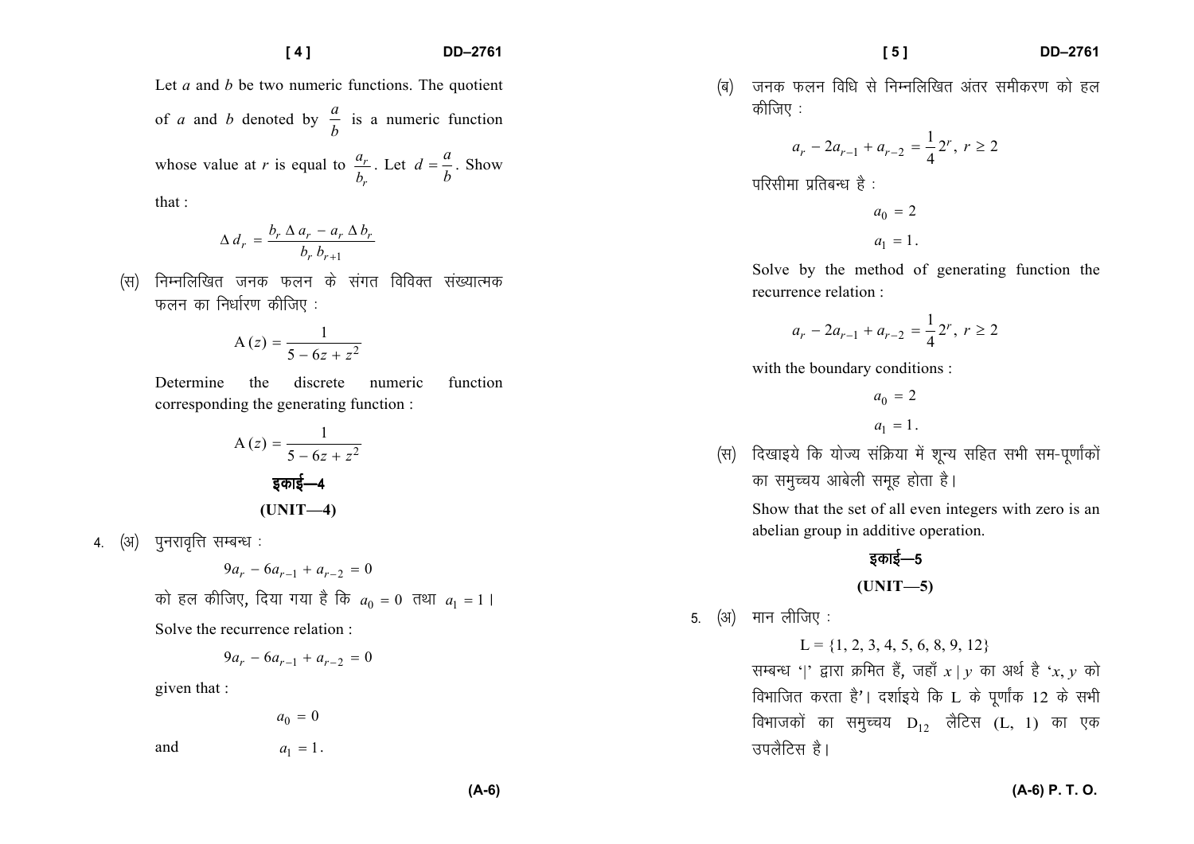Let $a$ and $b$ be two numeric functions. The quotient of $a$ and $b$ denoted by $\frac{a}{b}$ is a numeric function whose value at $r$ is equal to $\frac{a_r}{b_r}$. Let $d = \frac{a}{b}$. Show that :

$$\Delta d_r = \frac{b_r \Delta a_r - a_r \Delta b_r}{b_r b_{r+1}}$$

(स) निम्नलिखित जनक फलन के संगत विविक्त संख्यात्मक फलन का निर्धारण कीजिए :

$$A(z) = \frac{1}{5 - 6z + z^2}$$

Determine the discrete numeric function corresponding the generating function :

$$A(z) = \frac{1}{5 - 6z + z^2}$$

## इकाई—4

## (UNIT—4)

4\. (अ) पुनरावृत्ति सम्बन्ध :

$$9a_r - 6a_{r-1} + a_{r-2} = 0$$

को हल कीजिए, दिया गया है कि $a_0 = 0$ तथा $a_1 = 1$।

Solve the recurrence relation :

$$9a_r - 6a_{r-1} + a_{r-2} = 0$$

given that :

$$a_0 = 0$$

and

$$a_1 = 1.$$

(ब) जनक फलन विधि से निम्नलिखित अंतर समीकरण को हल कीजिए :

$$a_r - 2a_{r-1} + a_{r-2} = \frac{1}{4} 2^r, \ r \geq 2$$

परिसीमा प्रतिबन्ध है :

$$a_0 = 2$$

$$a_1 = 1.$$

Solve by the method of generating function the recurrence relation :

$$a_r - 2a_{r-1} + a_{r-2} = \frac{1}{4} 2^r, \ r \geq 2$$

with the boundary conditions :

$$a_0 = 2$$

$$a_1 = 1.$$

(स) दिखाइये कि योज्य संक्रिया में शून्य सहित सभी सम-पूर्णांकों का समुच्चय आबेली समूह होता है।

Show that the set of all even integers with zero is an abelian group in additive operation.

## इकाई—5

## (UNIT—5)

5\. (अ) मान लीजिए :

$$L = \{1, 2, 3, 4, 5, 6, 8, 9, 12\}$$

सम्बन्ध '|' द्वारा क्रमित हैं, जहाँ $x \mid y$ का अर्थ है '$x$, $y$ को विभाजित करता है'। दर्शाइये कि L के पूर्णांक 12 के सभी विभाजकों का समुच्चय $D_{12}$ लैटिस (L, 1) का एक उपलैटिस है।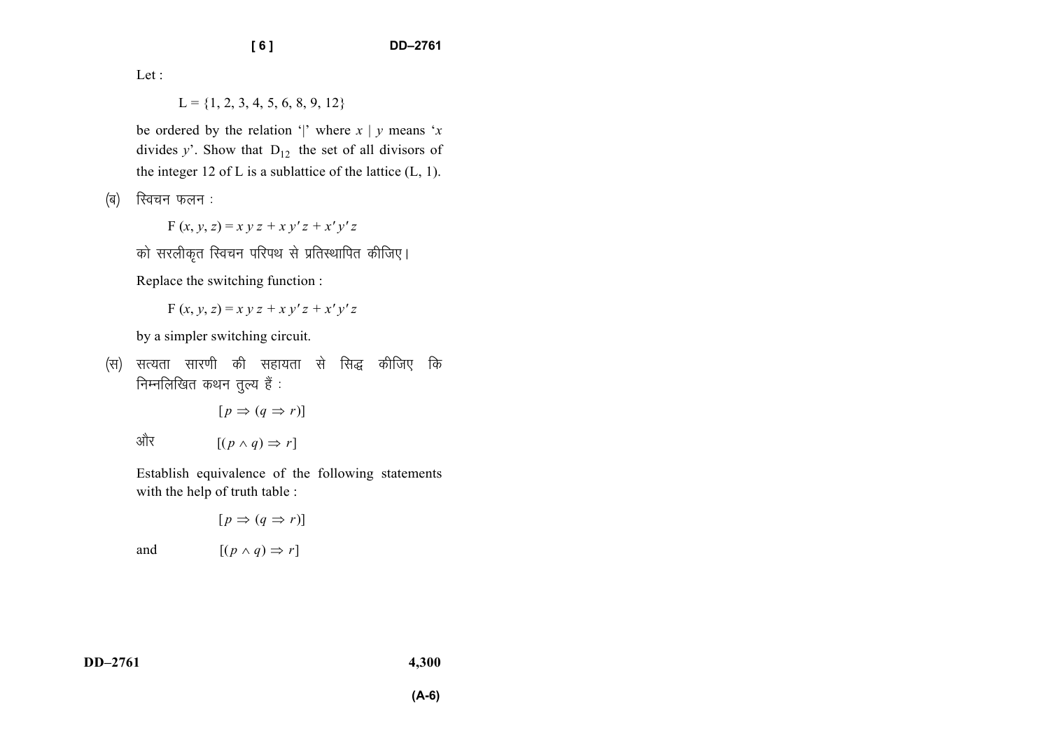Let :

$$L = \{1, 2, 3, 4, 5, 6, 8, 9, 12\}$$

be ordered by the relation '|' where $x \mid y$ means '$x$ divides $y$'. Show that $D_{12}$ the set of all divisors of the integer 12 of L is a sublattice of the lattice (L, 1).

(ब) स्विचन फलन :

$$F(x, y, z) = x\,y\,z + x\,y'\,z + x'\,y'\,z$$

को सरलीकृत स्विचन परिपथ से प्रतिस्थापित कीजिए।

Replace the switching function :

$$F(x, y, z) = x\,y\,z + x\,y'\,z + x'\,y'\,z$$

by a simpler switching circuit.

(स) सत्यता सारणी की सहायता से सिद्ध कीजिए कि निम्नलिखित कथन तुल्य हैं :

$$[p \Rightarrow (q \Rightarrow r)]$$

और $\quad [(p \wedge q) \Rightarrow r]$

Establish equivalence of the following statements with the help of truth table :

$$[p \Rightarrow (q \Rightarrow r)]$$

and $\quad [(p \wedge q) \Rightarrow r]$

DD–2761 4,300